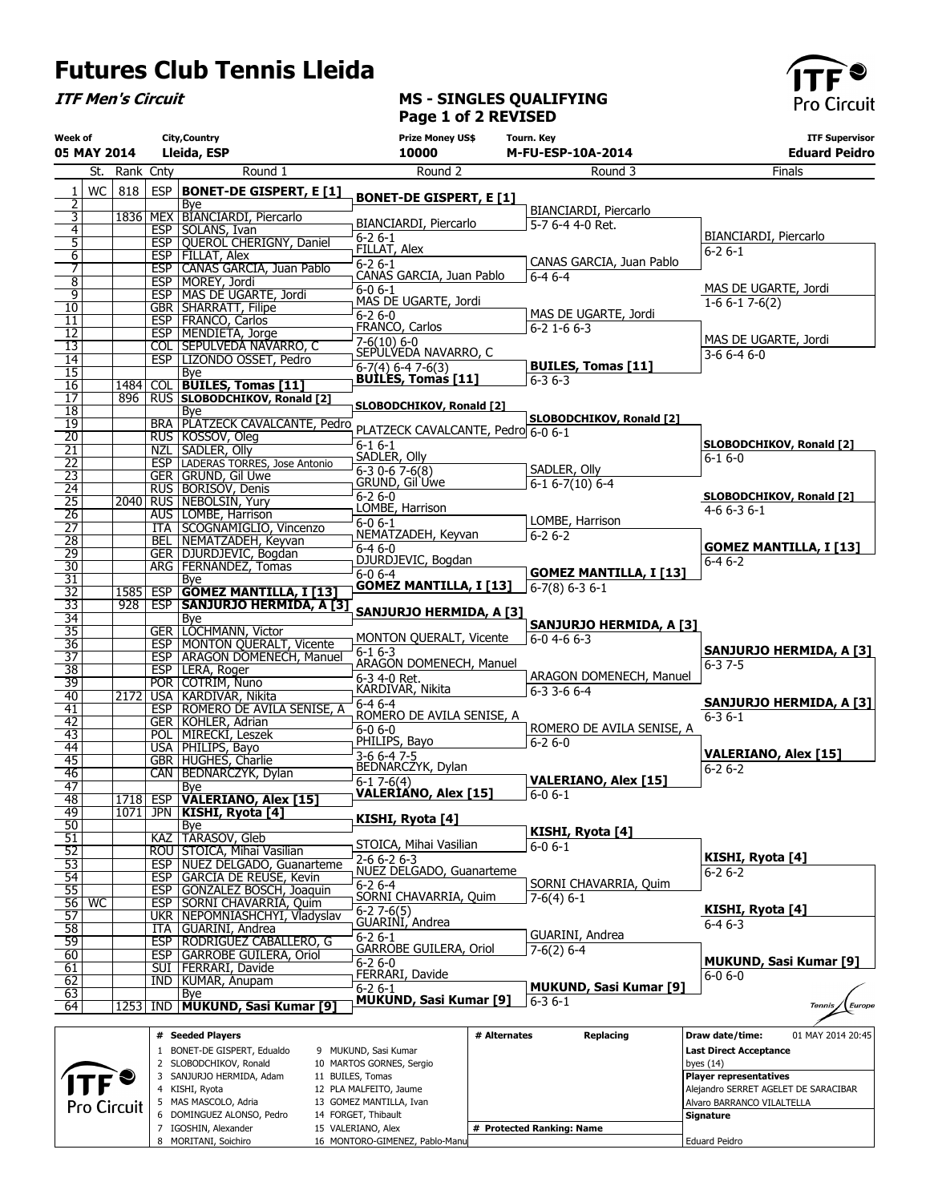# Futures Club Tennis Lleida

**ITF Men's Circuit**

**MS - SINGLES QUALIFYING**
**Page 1 of 2 REVISED**

| Week of | City,Country | Prize Money US$ | Tourn. Key | ITF Supervisor |
|---|---|---|---|---|
| 05 MAY 2014 | Lleida, ESP | 10000 | M-FU-ESP-10A-2014 | Eduard Peidro |

| # | St. | Rank | Cnty | Round 1 | Round 2 | Round 3 | Finals |
|---|---|---|---|---|---|---|---|
| 1 | WC | 818 | ESP | **BONET-DE GISPERT, E [1]** | **BONET-DE GISPERT, E [1]** | | |
| 2 | | | | Bye | | BIANCIARDI, Piercarlo | |
| 3 | | 1836 | MEX | BIANCIARDI, Piercarlo | BIANCIARDI, Piercarlo | 5-7 6-4 4-0 Ret. | |
| 4 | | | ESP | SOLANS, Ivan | 6-2 6-1 | | BIANCIARDI, Piercarlo |
| 5 | | | ESP | QUEROL CHERIGNY, Daniel | FILLAT, Alex | | 6-2 6-1 |
| 6 | | | ESP | FILLAT, Alex | 6-2 6-1 | CANAS GARCIA, Juan Pablo | |
| 7 | | | ESP | CANAS GARCIA, Juan Pablo | CANAS GARCIA, Juan Pablo | 6-4 6-4 | |
| 8 | | | ESP | MOREY, Jordi | 6-0 6-1 | | MAS DE UGARTE, Jordi |
| 9 | | | ESP | MAS DE UGARTE, Jordi | MAS DE UGARTE, Jordi | | 1-6 6-1 7-6(2) |
| 10 | | | GBR | SHARRATT, Filipe | 6-2 6-0 | MAS DE UGARTE, Jordi | |
| 11 | | | ESP | FRANCO, Carlos | FRANCO, Carlos | 6-2 1-6 6-3 | |
| 12 | | | ESP | MENDIETA, Jorge | 7-6(10) 6-0 | | MAS DE UGARTE, Jordi |
| 13 | | | COL | SEPULVEDA NAVARRO, C | SEPULVEDA NAVARRO, C | | 3-6 6-4 6-0 |
| 14 | | | ESP | LIZONDO OSSET, Pedro | 6-7(4) 6-4 7-6(3) | **BUILES, Tomas [11]** | |
| 15 | | | | Bye | **BUILES, Tomas [11]** | 6-3 6-3 | |
| 16 | | 1484 | COL | **BUILES, Tomas [11]** | | | |
| 17 | | 896 | RUS | **SLOBODCHIKOV, Ronald [2]** | **SLOBODCHIKOV, Ronald [2]** | | |
| 18 | | | | Bye | | **SLOBODCHIKOV, Ronald [2]** | |
| 19 | | | BRA | PLATZECK CAVALCANTE, Pedro | PLATZECK CAVALCANTE, Pedro | 6-0 6-1 | |
| 20 | | | RUS | KOSSOV, Oleg | 6-1 6-1 | | **SLOBODCHIKOV, Ronald [2]** |
| 21 | | | NZL | SADLER, Olly | SADLER, Olly | | 6-1 6-0 |
| 22 | | | ESP | LADERAS TORRES, Jose Antonio | 6-3 0-6 7-6(8) | SADLER, Olly | |
| 23 | | | GER | GRUND, Gil Uwe | GRUND, Gil Uwe | 6-1 6-7(10) 6-4 | |
| 24 | | | RUS | BORISOV, Denis | 6-2 6-0 | | **SLOBODCHIKOV, Ronald [2]** |
| 25 | | 2040 | RUS | NEBOLSIN, Yury | LOMBE, Harrison | | 4-6 6-3 6-1 |
| 26 | | | AUS | LOMBE, Harrison | 6-0 6-1 | LOMBE, Harrison | |
| 27 | | | ITA | SCOGNAMIGLIO, Vincenzo | NEMATZADEH, Keyvan | 6-2 6-2 | |
| 28 | | | BEL | NEMATZADEH, Keyvan | 6-4 6-0 | | **GOMEZ MANTILLA, I [13]** |
| 29 | | | GER | DJURDJEVIC, Bogdan | DJURDJEVIC, Bogdan | | 6-4 6-2 |
| 30 | | | ARG | FERNANDEZ, Tomas | 6-0 6-4 | **GOMEZ MANTILLA, I [13]** | |
| 31 | | | | Bye | **GOMEZ MANTILLA, I [13]** | 6-7(8) 6-3 6-1 | |
| 32 | | 1585 | ESP | **GOMEZ MANTILLA, I [13]** | | | |
| 33 | | 928 | ESP | **SANJURJO HERMIDA, A [3]** | **SANJURJO HERMIDA, A [3]** | | |
| 34 | | | | Bye | | **SANJURJO HERMIDA, A [3]** | |
| 35 | | | GER | LOCHMANN, Victor | MONTON QUERALT, Vicente | 6-0 4-6 6-3 | |
| 36 | | | ESP | MONTON QUERALT, Vicente | 6-1 6-3 | | **SANJURJO HERMIDA, A [3]** |
| 37 | | | ESP | ARAGON DOMENECH, Manuel | ARAGON DOMENECH, Manuel | | 6-3 7-5 |
| 38 | | | ESP | LERA, Roger | 6-3 4-0 Ret. | ARAGON DOMENECH, Manuel | |
| 39 | | | POR | COTRIM, Nuno | KARDIVAR, Nikita | 6-3 3-6 6-4 | |
| 40 | | 2172 | USA | KARDIVAR, Nikita | 6-4 6-4 | | **SANJURJO HERMIDA, A [3]** |
| 41 | | | ESP | ROMERO DE AVILA SENISE, A | ROMERO DE AVILA SENISE, A | | 6-3 6-1 |
| 42 | | | GER | KOHLER, Adrian | 6-0 6-0 | ROMERO DE AVILA SENISE, A | |
| 43 | | | POL | MIRECKI, Leszek | PHILIPS, Bayo | 6-2 6-0 | |
| 44 | | | USA | PHILIPS, Bayo | 3-6 6-4 7-5 | | **VALERIANO, Alex [15]** |
| 45 | | | GBR | HUGHES, Charlie | BEDNARCZYK, Dylan | | 6-2 6-2 |
| 46 | | | CAN | BEDNARCZYK, Dylan | 6-1 7-6(4) | **VALERIANO, Alex [15]** | |
| 47 | | | | Bye | **VALERIANO, Alex [15]** | 6-0 6-1 | |
| 48 | | 1718 | ESP | **VALERIANO, Alex [15]** | | | |
| 49 | | 1071 | JPN | **KISHI, Ryota [4]** | **KISHI, Ryota [4]** | | |
| 50 | | | | Bye | | **KISHI, Ryota [4]** | |
| 51 | | | KAZ | TARASOV, Gleb | STOICA, Mihai Vasilian | 6-0 6-1 | |
| 52 | | | ROU | STOICA, Mihai Vasilian | 2-6 6-2 6-3 | | **KISHI, Ryota [4]** |
| 53 | | | ESP | NUEZ DELGADO, Guanarteme | NUEZ DELGADO, Guanarteme | | 6-2 6-2 |
| 54 | | | ESP | GARCIA DE REUSE, Kevin | 6-2 6-4 | SORNI CHAVARRIA, Quim | |
| 55 | | | ESP | GONZALEZ BOSCH, Joaquin | SORNI CHAVARRIA, Quim | 7-6(4) 6-1 | |
| 56 | WC | | ESP | SORNI CHAVARRIA, Quim | 6-2 7-6(5) | | **KISHI, Ryota [4]** |
| 57 | | | UKR | NEPOMNIASHCHYI, Vladyslav | GUARINI, Andrea | | 6-4 6-3 |
| 58 | | | ITA | GUARINI, Andrea | 6-2 6-1 | GUARINI, Andrea | |
| 59 | | | ESP | RODRIGUEZ CABALLERO, G | GARROBE GUILERA, Oriol | 7-6(2) 6-4 | |
| 60 | | | ESP | GARROBE GUILERA, Oriol | 6-2 6-0 | | **MUKUND, Sasi Kumar [9]** |
| 61 | | | SUI | FERRARI, Davide | FERRARI, Davide | | 6-0 6-0 |
| 62 | | | IND | KUMAR, Anupam | 6-2 6-1 | **MUKUND, Sasi Kumar [9]** | |
| 63 | | | | Bye | **MUKUND, Sasi Kumar [9]** | 6-3 6-1 | |
| 64 | | 1253 | IND | **MUKUND, Sasi Kumar [9]** | | | |

| # | Seeded Players | # | Seeded Players |
|---|---|---|---|
| 1 | BONET-DE GISPERT, Edualdo | 9 | MUKUND, Sasi Kumar |
| 2 | SLOBODCHIKOV, Ronald | 10 | MARTOS GORNES, Sergio |
| 3 | SANJURJO HERMIDA, Adam | 11 | BUILES, Tomas |
| 4 | KISHI, Ryota | 12 | PLA MALFEITO, Jaume |
| 5 | MAS MASCOLO, Adria | 13 | GOMEZ MANTILLA, Ivan |
| 6 | DOMINGUEZ ALONSO, Pedro | 14 | FORGET, Thibault |
| 7 | IGOSHIN, Alexander | 15 | VALERIANO, Alex |
| 8 | MORITANI, Soichiro | 16 | MONTORO-GIMENEZ, Pablo-Manu |

| # Alternates | Replacing |
|---|---|
| | |

**# Protected Ranking: Name**

**Draw date/time:** 01 MAY 2014 20:45

**Last Direct Acceptance**
byes (14)

**Player representatives**
Alejandro SERRET AGELET DE SARACIBAR
Alvaro BARRANCO VILALTELLA

**Signature**
Eduard Peidro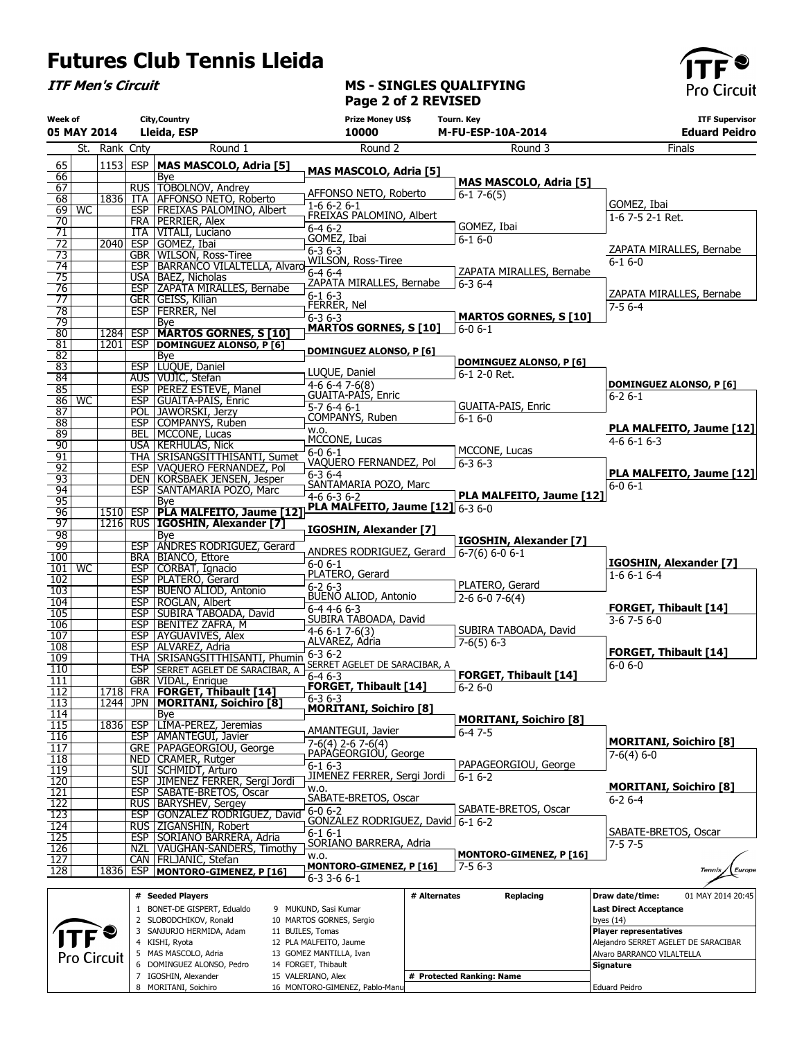# Futures Club Tennis Lleida

***ITF Men's Circuit***

**MS - SINGLES QUALIFYING**
**Page 2 of 2 REVISED**

| Week of | City,Country | Prize Money US$ | Tourn. Key | ITF Supervisor |
|---|---|---|---|---|
| 05 MAY 2014 | Lleida, ESP | 10000 | M-FU-ESP-10A-2014 | Eduard Peidro |

| # | St. | Rank | Cnty | Round 1 | Round 2 | Round 3 | Finals |
|---|---|---|---|---|---|---|---|
| 65 | | 1153 | ESP | **MAS MASCOLO, Adria [5]** | **MAS MASCOLO, Adria [5]** | **MAS MASCOLO, Adria [5]** 6-1 7-6(5) | GOMEZ, Ibai 1-6 7-5 2-1 Ret. |
| 66 | | | | Bye | | | |
| 67 | | | RUS | TOBOLNOV, Andrey | AFFONSO NETO, Roberto 1-6 6-2 6-1 | | |
| 68 | | 1836 | ITA | AFFONSO NETO, Roberto | | | |
| 69 | WC | | ESP | FREIXAS PALOMINO, Albert | FREIXAS PALOMINO, Albert 6-4 6-2 | GOMEZ, Ibai 6-1 6-0 | |
| 70 | | | FRA | PERRIER, Alex | | | |
| 71 | | | ITA | VITALI, Luciano | GOMEZ, Ibai 6-3 6-3 | | |
| 72 | | 2040 | ESP | GOMEZ, Ibai | | | |
| 73 | | | GBR | WILSON, Ross-Tiree | WILSON, Ross-Tiree 6-4 6-4 | ZAPATA MIRALLES, Bernabe 6-3 6-4 | ZAPATA MIRALLES, Bernabe 6-1 6-0 |
| 74 | | | ESP | BARRANCO VILALTELLA, Alvaro | | | |
| 75 | | | USA | BAEZ, Nicholas | ZAPATA MIRALLES, Bernabe 6-1 6-3 | | |
| 76 | | | ESP | ZAPATA MIRALLES, Bernabe | | | |
| 77 | | | GER | GEISS, Kilian | FERRER, Nel 6-3 6-3 | **MARTOS GORNES, S [10]** 6-0 6-1 | ZAPATA MIRALLES, Bernabe 7-5 6-4 |
| 78 | | | ESP | FERRER, Nel | | | |
| 79 | | | | Bye | **MARTOS GORNES, S [10]** | | |
| 80 | | 1284 | ESP | **MARTOS GORNES, S [10]** | | | |
| 81 | | 1201 | ESP | **DOMINGUEZ ALONSO, P [6]** | **DOMINGUEZ ALONSO, P [6]** | **DOMINGUEZ ALONSO, P [6]** 6-1 2-0 Ret. | **DOMINGUEZ ALONSO, P [6]** 6-2 6-1 |
| 82 | | | | Bye | | | |
| 83 | | | ESP | LUQUE, Daniel | LUQUE, Daniel 4-6 6-4 7-6(8) | | |
| 84 | | | AUS | VUJIC, Stefan | | | |
| 85 | | | ESP | PEREZ ESTEVE, Manel | GUAITA-PAIS, Enric 5-7 6-4 6-1 | GUAITA-PAIS, Enric 6-1 6-0 | |
| 86 | WC | | ESP | GUAITA-PAIS, Enric | | | |
| 87 | | | POL | JAWORSKI, Jerzy | COMPANYS, Ruben w.o. | | |
| 88 | | | ESP | COMPANYS, Ruben | | | |
| 89 | | | BEL | MCCONE, Lucas | MCCONE, Lucas 6-0 6-1 | MCCONE, Lucas 6-3 6-3 | **PLA MALFEITO, Jaume [12]** 4-6 6-1 6-3 |
| 90 | | | USA | KERHULAS, Nick | | | |
| 91 | | | THA | SRISANGSITTHISANTI, Sumet | VAQUERO FERNANDEZ, Pol 6-3 6-4 | | |
| 92 | | | ESP | VAQUERO FERNANDEZ, Pol | | | |
| 93 | | | DEN | KORSBAEK JENSEN, Jesper | SANTAMARIA POZO, Marc 4-6 6-3 6-2 | **PLA MALFEITO, Jaume [12]** 6-3 6-0 | **PLA MALFEITO, Jaume [12]** 6-0 6-1 |
| 94 | | | ESP | SANTAMARIA POZO, Marc | | | |
| 95 | | | | Bye | **PLA MALFEITO, Jaume [12]** | | |
| 96 | | 1510 | ESP | **PLA MALFEITO, Jaume [12]** | | | |
| 97 | | 1216 | RUS | **IGOSHIN, Alexander [7]** | **IGOSHIN, Alexander [7]** | **IGOSHIN, Alexander [7]** 6-7(6) 6-0 6-1 | **IGOSHIN, Alexander [7]** 1-6 6-1 6-4 |
| 98 | | | | Bye | | | |
| 99 | | | ESP | ANDRES RODRIGUEZ, Gerard | ANDRES RODRIGUEZ, Gerard 6-0 6-1 | | |
| 100 | | | BRA | BIANCO, Ettore | | | |
| 101 | WC | | ESP | CORBAT, Ignacio | PLATERO, Gerard 6-2 6-3 | PLATERO, Gerard 2-6 6-0 7-6(4) | |
| 102 | | | ESP | PLATERO, Gerard | | | |
| 103 | | | ESP | BUENO ALIOD, Antonio | BUENO ALIOD, Antonio 6-4 4-6 6-3 | | |
| 104 | | | ESP | ROGLAN, Albert | | | |
| 105 | | | ESP | SUBIRA TABOADA, David | SUBIRA TABOADA, David 4-6 6-1 7-6(3) | SUBIRA TABOADA, David 7-6(5) 6-3 | **FORGET, Thibault [14]** 3-6 7-5 6-0 |
| 106 | | | ESP | BENITEZ ZAFRA, M | | | |
| 107 | | | ESP | AYGUAVIVES, Alex | ALVAREZ, Adria 6-3 6-2 | | |
| 108 | | | ESP | ALVAREZ, Adria | | | |
| 109 | | | THA | SRISANGSITTHISANTI, Phumin | SERRET AGELET DE SARACIBAR, A 6-4 6-3 | **FORGET, Thibault [14]** 6-2 6-0 | **FORGET, Thibault [14]** 6-0 6-0 |
| 110 | | | ESP | SERRET AGELET DE SARACIBAR, A | | | |
| 111 | | | GBR | VIDAL, Enrique | **FORGET, Thibault [14]** 6-3 6-3 | | |
| 112 | | 1718 | FRA | **FORGET, Thibault [14]** | | | |
| 113 | | 1244 | JPN | **MORITANI, Soichiro [8]** | **MORITANI, Soichiro [8]** | **MORITANI, Soichiro [8]** 6-4 7-5 | **MORITANI, Soichiro [8]** 7-6(4) 6-0 |
| 114 | | | | Bye | | | |
| 115 | | 1836 | ESP | LIMA-PEREZ, Jeremias | AMANTEGUI, Javier 7-6(4) 2-6 7-6(4) | | |
| 116 | | | ESP | AMANTEGUI, Javier | | | |
| 117 | | | GRE | PAPAGEORGIOU, George | PAPAGEORGIOU, George 6-1 6-3 | PAPAGEORGIOU, George 6-1 6-2 | |
| 118 | | | NED | CRAMER, Rutger | | | |
| 119 | | | SUI | SCHMIDT, Arturo | JIMENEZ FERRER, Sergi Jordi w.o. | | |
| 120 | | | ESP | JIMENEZ FERRER, Sergi Jordi | | | |
| 121 | | | ESP | SABATE-BRETOS, Oscar | SABATE-BRETOS, Oscar 6-0 6-2 | SABATE-BRETOS, Oscar 6-1 6-2 | **MORITANI, Soichiro [8]** 6-2 6-4 |
| 122 | | | RUS | BARYSHEV, Sergey | | | |
| 123 | | | ESP | GONZALEZ RODRIGUEZ, David | GONZALEZ RODRIGUEZ, David 6-1 6-1 | | |
| 124 | | | RUS | ZIGANSHIN, Robert | | | |
| 125 | | | ESP | SORIANO BARRERA, Adria | SORIANO BARRERA, Adria w.o. | **MONTORO-GIMENEZ, P [16]** 7-5 6-3 | SABATE-BRETOS, Oscar 7-5 7-5 |
| 126 | | | NZL | VAUGHAN-SANDERS, Timothy | | | |
| 127 | | | CAN | FRLJANIC, Stefan | **MONTORO-GIMENEZ, P [16]** 6-3 3-6 6-1 | | |
| 128 | | 1836 | ESP | **MONTORO-GIMENEZ, P [16]** | | | |

| # | Seeded Players | # | Seeded Players |
|---|---|---|---|
| 1 | BONET-DE GISPERT, Edualdo | 9 | MUKUND, Sasi Kumar |
| 2 | SLOBODCHIKOV, Ronald | 10 | MARTOS GORNES, Sergio |
| 3 | SANJURJO HERMIDA, Adam | 11 | BUILES, Tomas |
| 4 | KISHI, Ryota | 12 | PLA MALFEITO, Jaume |
| 5 | MAS MASCOLO, Adria | 13 | GOMEZ MANTILLA, Ivan |
| 6 | DOMINGUEZ ALONSO, Pedro | 14 | FORGET, Thibault |
| 7 | IGOSHIN, Alexander | 15 | VALERIANO, Alex |
| 8 | MORITANI, Soichiro | 16 | MONTORO-GIMENEZ, Pablo-Manu |

| # Alternates | Replacing |
|---|---|
| | |

**# Protected Ranking: Name**

Draw date/time: 01 MAY 2014 20:45

**Last Direct Acceptance**
byes (14)

**Player representatives**
Alejandro SERRET AGELET DE SARACIBAR
Alvaro BARRANCO VILALTELLA

**Signature**
Eduard Peidro